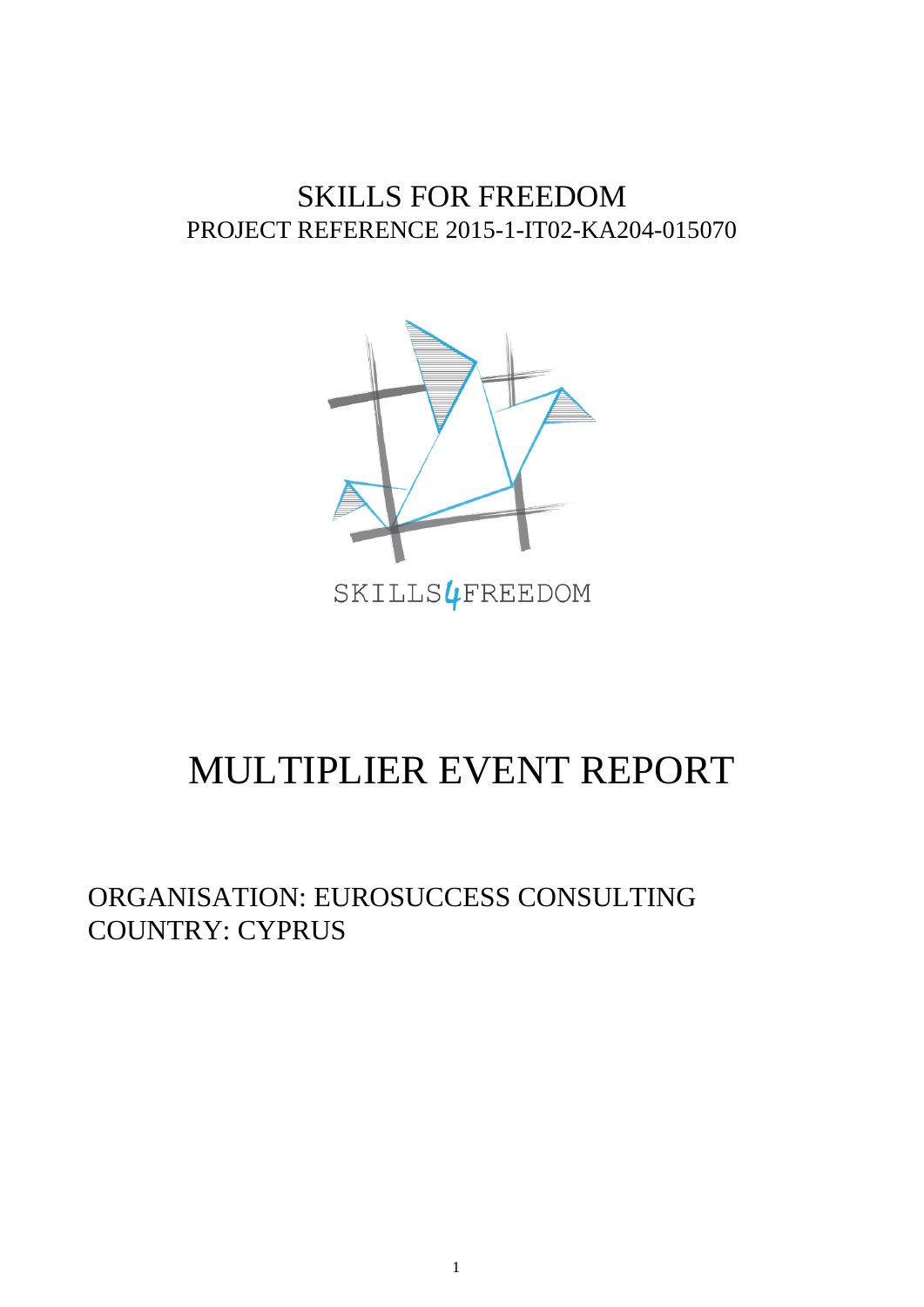# SKILLS FOR FREEDOM

PROJECT REFERENCE 2015-1-IT02-KA204-015070

SKILLS4FREEDOM

# MULTIPLIER EVENT REPORT

ORGANISATION: EUROSUCCESS CONSULTING

COUNTRY: CYPRUS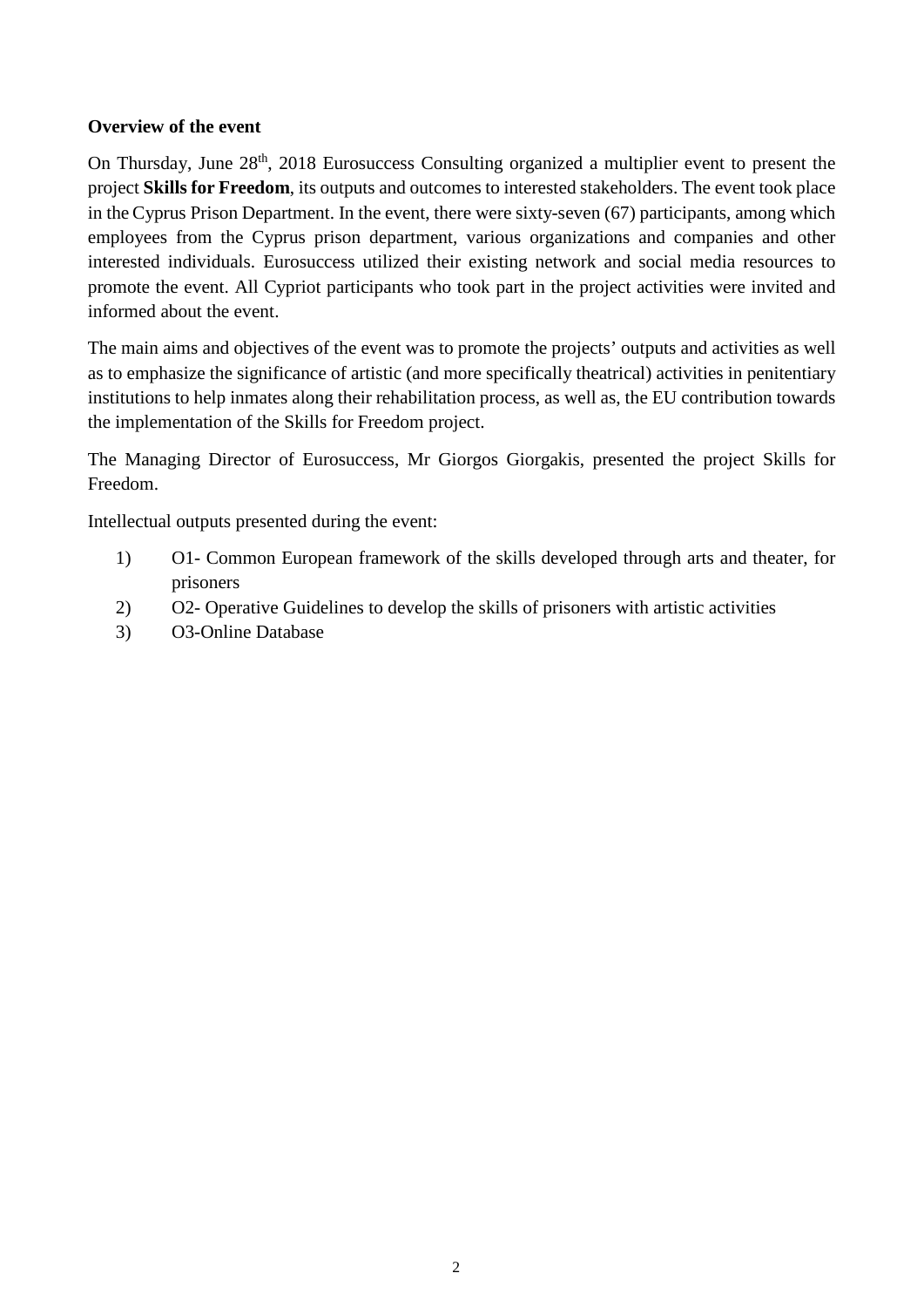**Overview of the event**

On Thursday, June 28th, 2018 Eurosuccess Consulting organized a multiplier event to present the project **Skills for Freedom**, its outputs and outcomes to interested stakeholders. The event took place in the Cyprus Prison Department. In the event, there were sixty-seven (67) participants, among which employees from the Cyprus prison department, various organizations and companies and other interested individuals. Eurosuccess utilized their existing network and social media resources to promote the event. All Cypriot participants who took part in the project activities were invited and informed about the event.

The main aims and objectives of the event was to promote the projects' outputs and activities as well as to emphasize the significance of artistic (and more specifically theatrical) activities in penitentiary institutions to help inmates along their rehabilitation process, as well as, the EU contribution towards the implementation of the Skills for Freedom project.

The Managing Director of Eurosuccess, Mr Giorgos Giorgakis, presented the project Skills for Freedom.

Intellectual outputs presented during the event:

1) O1- Common European framework of the skills developed through arts and theater, for prisoners
2) O2- Operative Guidelines to develop the skills of prisoners with artistic activities
3) O3-Online Database